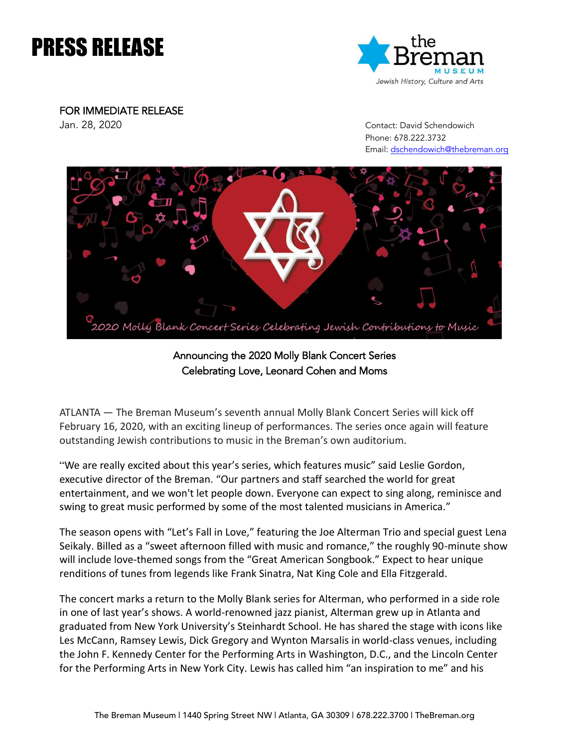# PRESS RELEASE

FOR IMMEDIATE RELEASE
Jan. 28, 2020

Contact: David Schendowich
Phone: 678.222.3732
Email: dschendowich@thebreman.org

2020 Molly Blank Concert Series Celebrating Jewish Contributions to Music

## Announcing the 2020 Molly Blank Concert Series Celebrating Love, Leonard Cohen and Moms

ATLANTA — The Breman Museum's seventh annual Molly Blank Concert Series will kick off February 16, 2020, with an exciting lineup of performances. The series once again will feature outstanding Jewish contributions to music in the Breman's own auditorium.

"We are really excited about this year's series, which features music" said Leslie Gordon, executive director of the Breman. "Our partners and staff searched the world for great entertainment, and we won't let people down. Everyone can expect to sing along, reminisce and swing to great music performed by some of the most talented musicians in America."

The season opens with "Let's Fall in Love," featuring the Joe Alterman Trio and special guest Lena Seikaly. Billed as a "sweet afternoon filled with music and romance," the roughly 90-minute show will include love-themed songs from the "Great American Songbook." Expect to hear unique renditions of tunes from legends like Frank Sinatra, Nat King Cole and Ella Fitzgerald.

The concert marks a return to the Molly Blank series for Alterman, who performed in a side role in one of last year's shows. A world-renowned jazz pianist, Alterman grew up in Atlanta and graduated from New York University's Steinhardt School. He has shared the stage with icons like Les McCann, Ramsey Lewis, Dick Gregory and Wynton Marsalis in world-class venues, including the John F. Kennedy Center for the Performing Arts in Washington, D.C., and the Lincoln Center for the Performing Arts in New York City. Lewis has called him "an inspiration to me" and his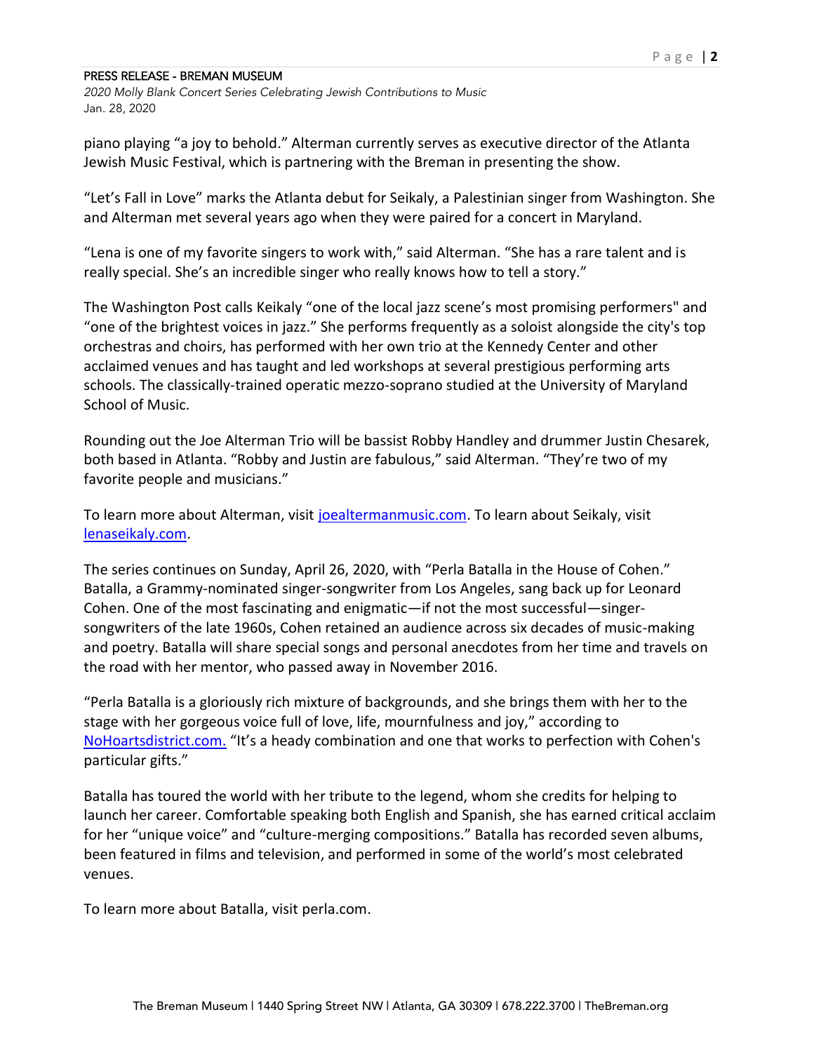piano playing "a joy to behold." Alterman currently serves as executive director of the Atlanta Jewish Music Festival, which is partnering with the Breman in presenting the show.

"Let's Fall in Love" marks the Atlanta debut for Seikaly, a Palestinian singer from Washington. She and Alterman met several years ago when they were paired for a concert in Maryland.

"Lena is one of my favorite singers to work with," said Alterman. "She has a rare talent and is really special. She's an incredible singer who really knows how to tell a story."

The Washington Post calls Keikaly "one of the local jazz scene's most promising performers" and "one of the brightest voices in jazz." She performs frequently as a soloist alongside the city's top orchestras and choirs, has performed with her own trio at the Kennedy Center and other acclaimed venues and has taught and led workshops at several prestigious performing arts schools. The classically-trained operatic mezzo-soprano studied at the University of Maryland School of Music.

Rounding out the Joe Alterman Trio will be bassist Robby Handley and drummer Justin Chesarek, both based in Atlanta. "Robby and Justin are fabulous," said Alterman. "They're two of my favorite people and musicians."

To learn more about Alterman, visit [joealtermanmusic.com](joealtermanmusic.com). To learn about Seikaly, visit [lenaseikaly.com](lenaseikaly.com).

The series continues on Sunday, April 26, 2020, with "Perla Batalla in the House of Cohen." Batalla, a Grammy-nominated singer-songwriter from Los Angeles, sang back up for Leonard Cohen. One of the most fascinating and enigmatic—if not the most successful—singer-songwriters of the late 1960s, Cohen retained an audience across six decades of music-making and poetry. Batalla will share special songs and personal anecdotes from her time and travels on the road with her mentor, who passed away in November 2016.

"Perla Batalla is a gloriously rich mixture of backgrounds, and she brings them with her to the stage with her gorgeous voice full of love, life, mournfulness and joy," according to [NoHoartsdistrict.com.](NoHoartsdistrict.com) "It's a heady combination and one that works to perfection with Cohen's particular gifts."

Batalla has toured the world with her tribute to the legend, whom she credits for helping to launch her career. Comfortable speaking both English and Spanish, she has earned critical acclaim for her "unique voice" and "culture-merging compositions." Batalla has recorded seven albums, been featured in films and television, and performed in some of the world's most celebrated venues.

To learn more about Batalla, visit perla.com.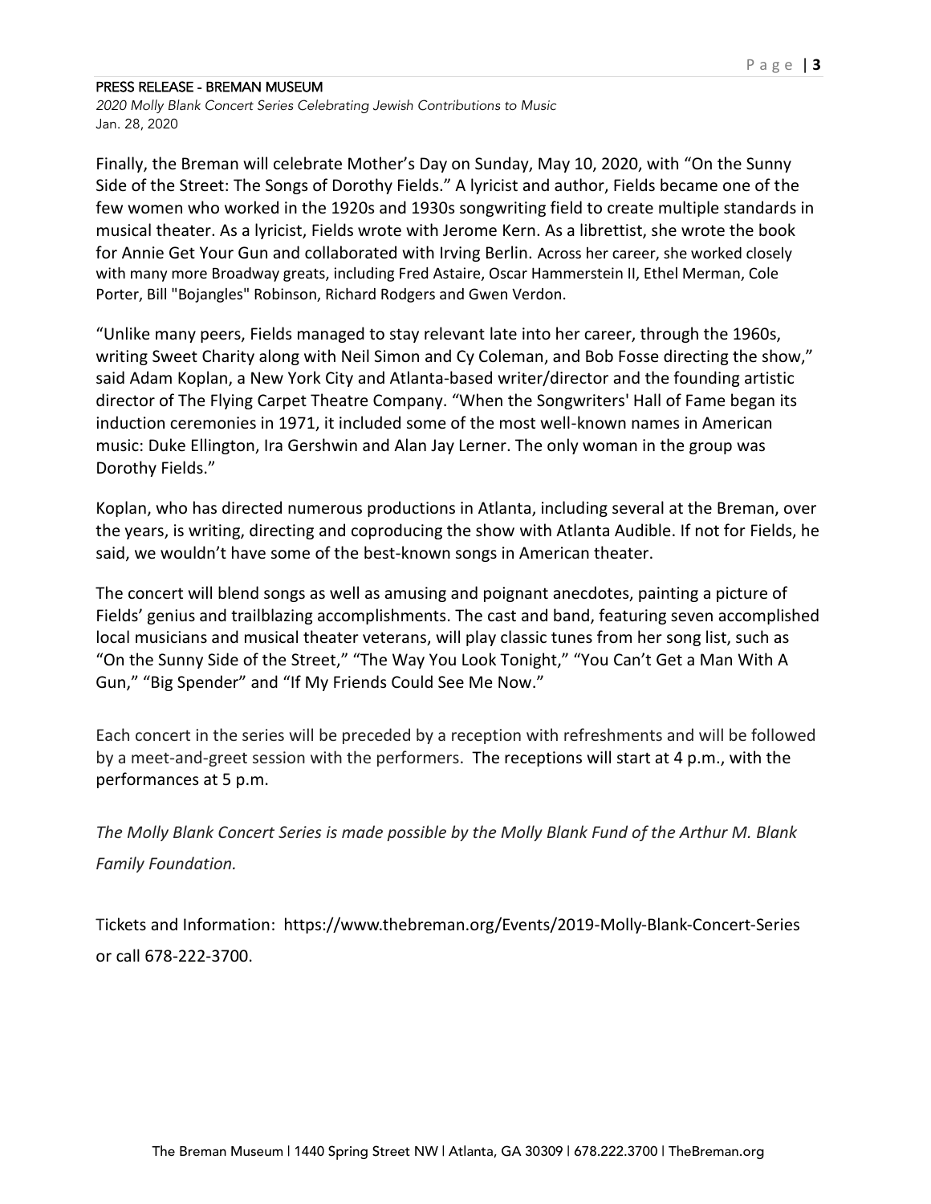Finally, the Breman will celebrate Mother's Day on Sunday, May 10, 2020, with "On the Sunny Side of the Street: The Songs of Dorothy Fields." A lyricist and author, Fields became one of the few women who worked in the 1920s and 1930s songwriting field to create multiple standards in musical theater. As a lyricist, Fields wrote with Jerome Kern. As a librettist, she wrote the book for Annie Get Your Gun and collaborated with Irving Berlin. Across her career, she worked closely with many more Broadway greats, including Fred Astaire, Oscar Hammerstein II, Ethel Merman, Cole Porter, Bill "Bojangles" Robinson, Richard Rodgers and Gwen Verdon.

"Unlike many peers, Fields managed to stay relevant late into her career, through the 1960s, writing Sweet Charity along with Neil Simon and Cy Coleman, and Bob Fosse directing the show," said Adam Koplan, a New York City and Atlanta-based writer/director and the founding artistic director of The Flying Carpet Theatre Company. "When the Songwriters' Hall of Fame began its induction ceremonies in 1971, it included some of the most well-known names in American music: Duke Ellington, Ira Gershwin and Alan Jay Lerner. The only woman in the group was Dorothy Fields."

Koplan, who has directed numerous productions in Atlanta, including several at the Breman, over the years, is writing, directing and coproducing the show with Atlanta Audible. If not for Fields, he said, we wouldn't have some of the best-known songs in American theater.

The concert will blend songs as well as amusing and poignant anecdotes, painting a picture of Fields' genius and trailblazing accomplishments. The cast and band, featuring seven accomplished local musicians and musical theater veterans, will play classic tunes from her song list, such as "On the Sunny Side of the Street," "The Way You Look Tonight," "You Can't Get a Man With A Gun," "Big Spender" and "If My Friends Could See Me Now."

Each concert in the series will be preceded by a reception with refreshments and will be followed by a meet-and-greet session with the performers. The receptions will start at 4 p.m., with the performances at 5 p.m.

*The Molly Blank Concert Series is made possible by the Molly Blank Fund of the Arthur M. Blank Family Foundation.*

Tickets and Information: https://www.thebreman.org/Events/2019-Molly-Blank-Concert-Series or call 678-222-3700.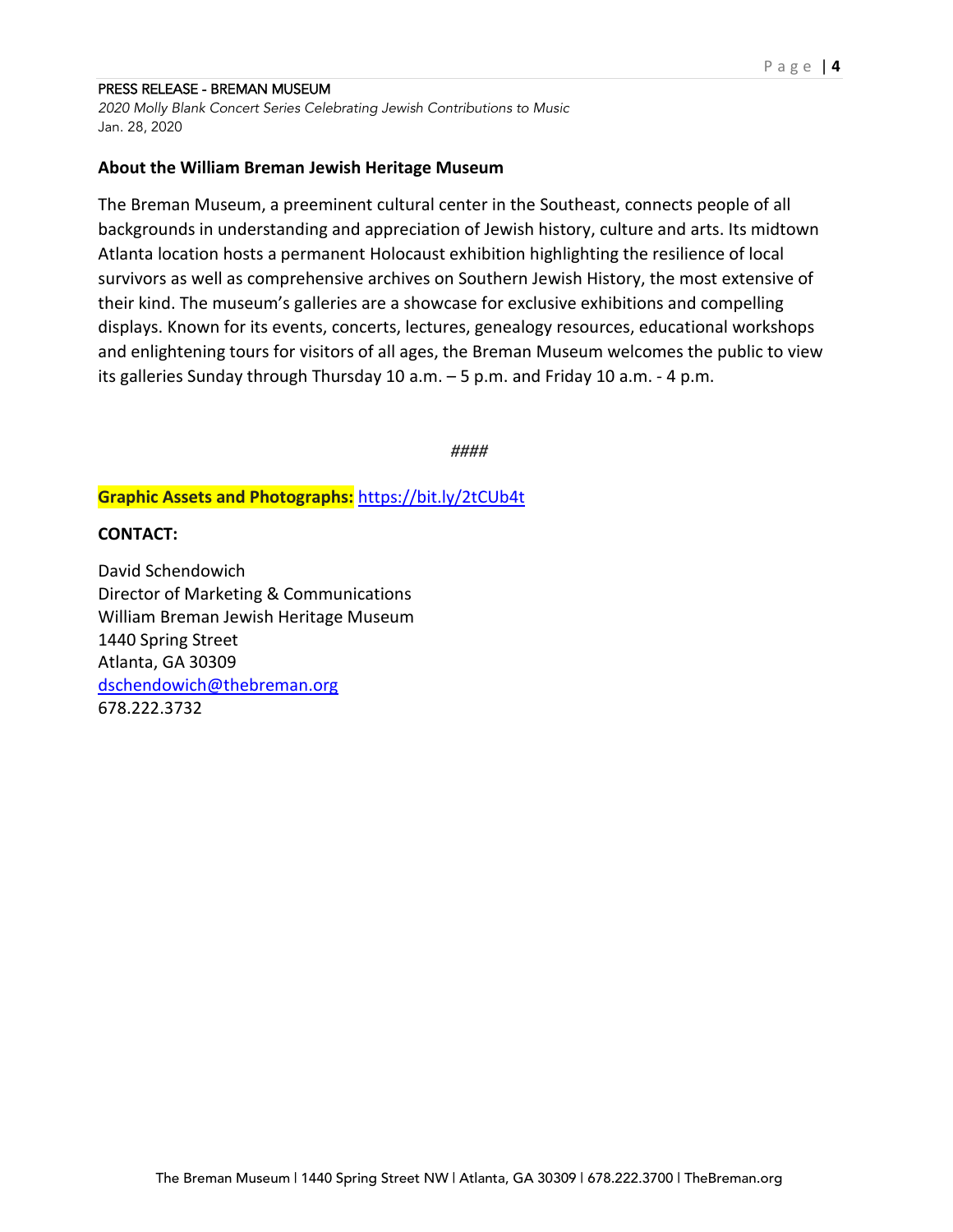**About the William Breman Jewish Heritage Museum**

The Breman Museum, a preeminent cultural center in the Southeast, connects people of all backgrounds in understanding and appreciation of Jewish history, culture and arts. Its midtown Atlanta location hosts a permanent Holocaust exhibition highlighting the resilience of local survivors as well as comprehensive archives on Southern Jewish History, the most extensive of their kind. The museum's galleries are a showcase for exclusive exhibitions and compelling displays. Known for its events, concerts, lectures, genealogy resources, educational workshops and enlightening tours for visitors of all ages, the Breman Museum welcomes the public to view its galleries Sunday through Thursday 10 a.m. – 5 p.m. and Friday 10 a.m. - 4 p.m.

*####*

**Graphic Assets and Photographs:** https://bit.ly/2tCUb4t

**CONTACT:**

David Schendowich
Director of Marketing & Communications
William Breman Jewish Heritage Museum
1440 Spring Street
Atlanta, GA 30309
dschendowich@thebreman.org
678.222.3732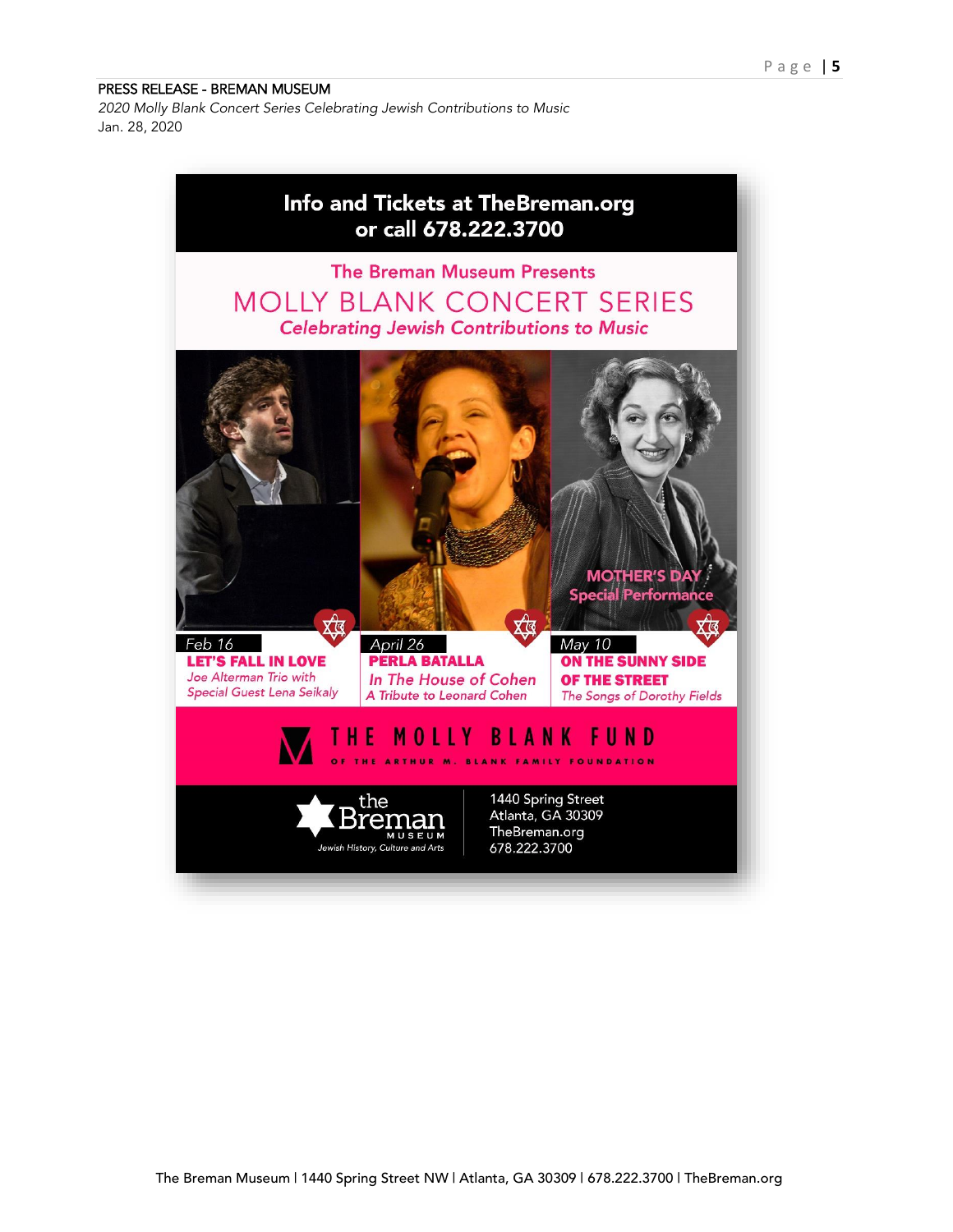PRESS RELEASE - BREMAN MUSEUM

*2020 Molly Blank Concert Series Celebrating Jewish Contributions to Music*

Jan. 28, 2020

**Info and Tickets at TheBreman.org or call 678.222.3700**

The Breman Museum Presents

# MOLLY BLANK CONCERT SERIES

*Celebrating Jewish Contributions to Music*

*Feb 16*

**LET'S FALL IN LOVE**

*Joe Alterman Trio with Special Guest Lena Seikaly*

*April 26*

**PERLA BATALLA**

*In The House of Cohen*

*A Tribute to Leonard Cohen*

MOTHER'S DAY Special Performance

*May 10*

**ON THE SUNNY SIDE OF THE STREET**

*The Songs of Dorothy Fields*

THE MOLLY BLANK FUND

OF THE ARTHUR M. BLANK FAMILY FOUNDATION

the Breman MUSEUM

Jewish History, Culture and Arts

1440 Spring Street
Atlanta, GA 30309
TheBreman.org
678.222.3700